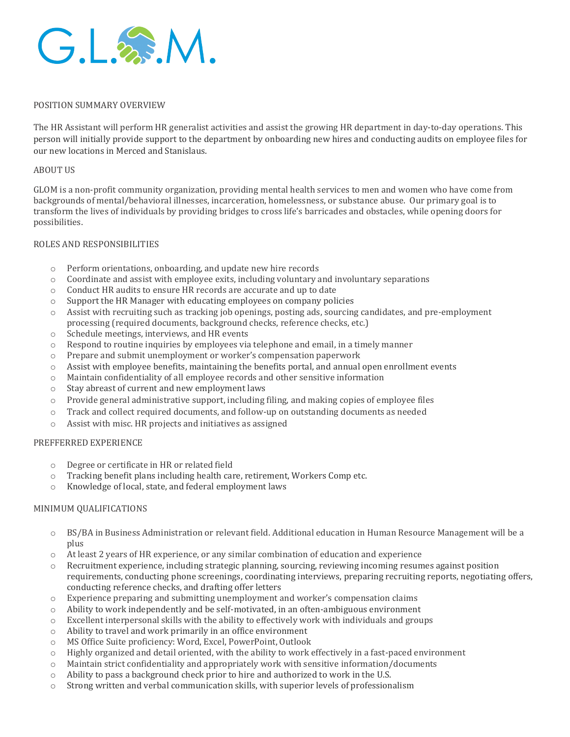G.L.O.M.

## POSITION SUMMARY OVERVIEW

The HR Assistant will perform HR generalist activities and assist the growing HR department in day-to-day operations. This person will initially provide support to the department by onboarding new hires and conducting audits on employee files for our new locations in Merced and Stanislaus.

## ABOUT US

GLOM is a non-profit community organization, providing mental health services to men and women who have come from backgrounds of mental/behavioral illnesses, incarceration, homelessness, or substance abuse. Our primary goal is to transform the lives of individuals by providing bridges to cross life's barricades and obstacles, while opening doors for possibilities.

## ROLES AND RESPONSIBILITIES

- Perform orientations, onboarding, and update new hire records
- Coordinate and assist with employee exits, including voluntary and involuntary separations
- Conduct HR audits to ensure HR records are accurate and up to date
- Support the HR Manager with educating employees on company policies
- Assist with recruiting such as tracking job openings, posting ads, sourcing candidates, and pre-employment processing (required documents, background checks, reference checks, etc.)
- Schedule meetings, interviews, and HR events
- Respond to routine inquiries by employees via telephone and email, in a timely manner
- Prepare and submit unemployment or worker's compensation paperwork
- Assist with employee benefits, maintaining the benefits portal, and annual open enrollment events
- Maintain confidentiality of all employee records and other sensitive information
- Stay abreast of current and new employment laws
- Provide general administrative support, including filing, and making copies of employee files
- Track and collect required documents, and follow-up on outstanding documents as needed
- Assist with misc. HR projects and initiatives as assigned

## PREFFERRED EXPERIENCE

- Degree or certificate in HR or related field
- Tracking benefit plans including health care, retirement, Workers Comp etc.
- Knowledge of local, state, and federal employment laws

## MINIMUM QUALIFICATIONS

- BS/BA in Business Administration or relevant field. Additional education in Human Resource Management will be a plus
- At least 2 years of HR experience, or any similar combination of education and experience
- Recruitment experience, including strategic planning, sourcing, reviewing incoming resumes against position requirements, conducting phone screenings, coordinating interviews, preparing recruiting reports, negotiating offers, conducting reference checks, and drafting offer letters
- Experience preparing and submitting unemployment and worker's compensation claims
- Ability to work independently and be self-motivated, in an often-ambiguous environment
- Excellent interpersonal skills with the ability to effectively work with individuals and groups
- Ability to travel and work primarily in an office environment
- MS Office Suite proficiency: Word, Excel, PowerPoint, Outlook
- Highly organized and detail oriented, with the ability to work effectively in a fast-paced environment
- Maintain strict confidentiality and appropriately work with sensitive information/documents
- Ability to pass a background check prior to hire and authorized to work in the U.S.
- Strong written and verbal communication skills, with superior levels of professionalism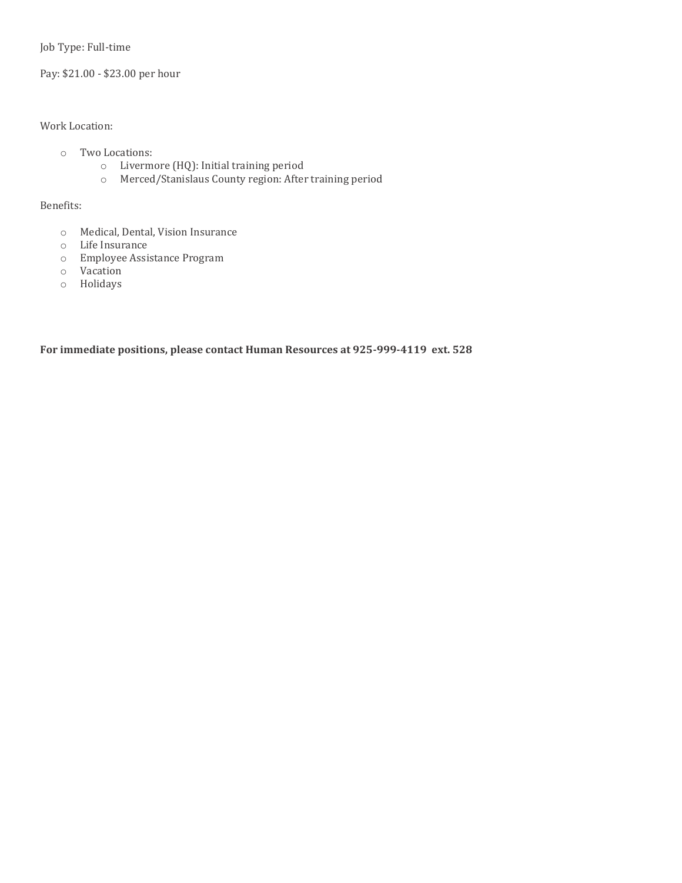Job Type: Full-time

Pay: $21.00 - $23.00 per hour

Work Location:

- Two Locations:
  - Livermore (HQ): Initial training period
  - Merced/Stanislaus County region: After training period

Benefits:

- Medical, Dental, Vision Insurance
- Life Insurance
- Employee Assistance Program
- Vacation
- Holidays

**For immediate positions, please contact Human Resources at 925-999-4119 ext. 528**